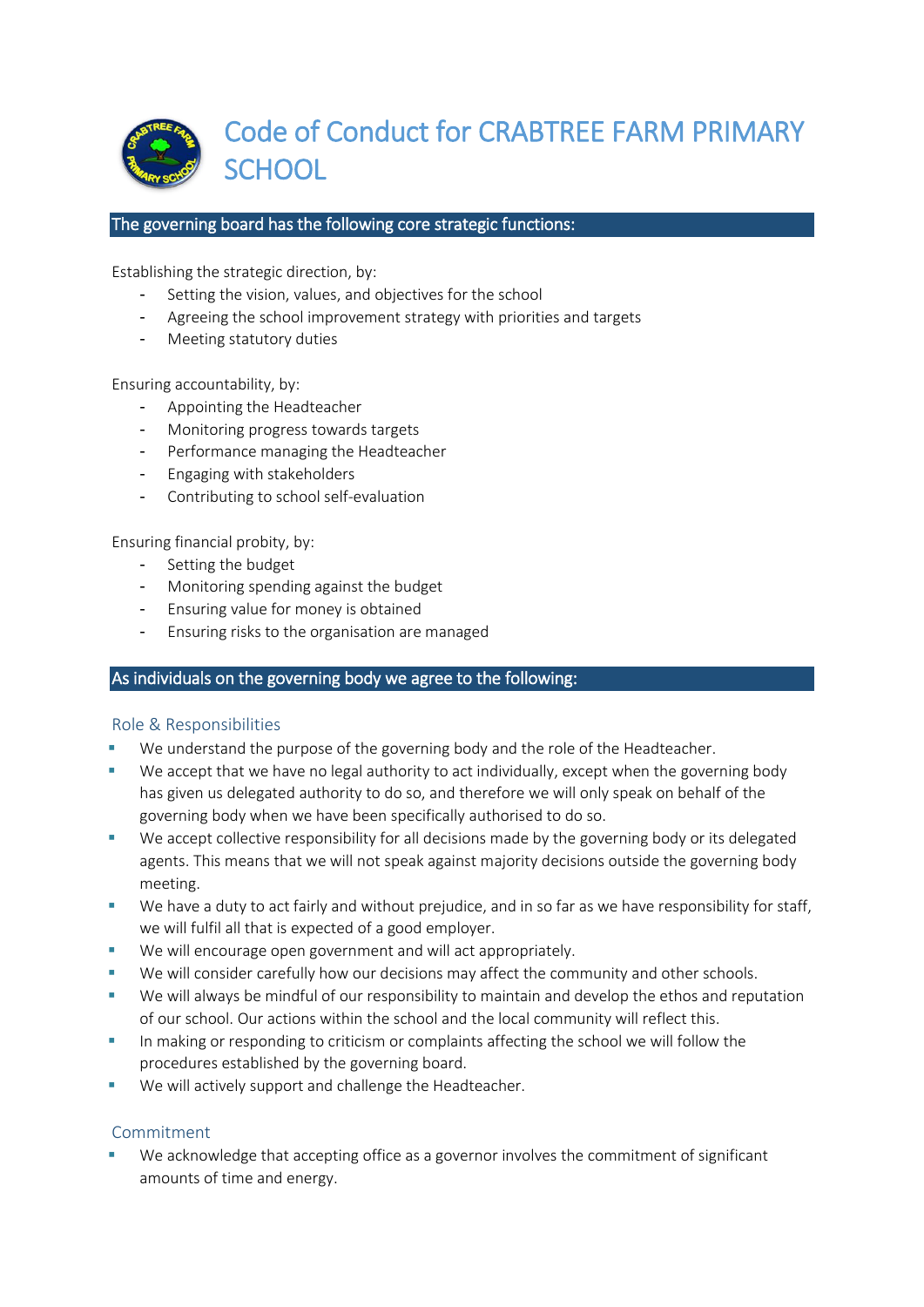# Code of Conduct for CRABTREE FARM PRIMARY SCHOOL

## The governing board has the following core strategic functions:

Establishing the strategic direction, by:

- Setting the vision, values, and objectives for the school
- Agreeing the school improvement strategy with priorities and targets
- Meeting statutory duties

Ensuring accountability, by:

- Appointing the Headteacher
- Monitoring progress towards targets
- Performance managing the Headteacher
- Engaging with stakeholders
- Contributing to school self-evaluation

Ensuring financial probity, by:

- Setting the budget
- Monitoring spending against the budget
- Ensuring value for money is obtained
- Ensuring risks to the organisation are managed

## As individuals on the governing body we agree to the following:

### Role & Responsibilities

- We understand the purpose of the governing body and the role of the Headteacher.
- We accept that we have no legal authority to act individually, except when the governing body has given us delegated authority to do so, and therefore we will only speak on behalf of the governing body when we have been specifically authorised to do so.
- We accept collective responsibility for all decisions made by the governing body or its delegated agents. This means that we will not speak against majority decisions outside the governing body meeting.
- We have a duty to act fairly and without prejudice, and in so far as we have responsibility for staff, we will fulfil all that is expected of a good employer.
- We will encourage open government and will act appropriately.
- We will consider carefully how our decisions may affect the community and other schools.
- We will always be mindful of our responsibility to maintain and develop the ethos and reputation of our school. Our actions within the school and the local community will reflect this.
- In making or responding to criticism or complaints affecting the school we will follow the procedures established by the governing board.
- We will actively support and challenge the Headteacher.

### Commitment

- We acknowledge that accepting office as a governor involves the commitment of significant amounts of time and energy.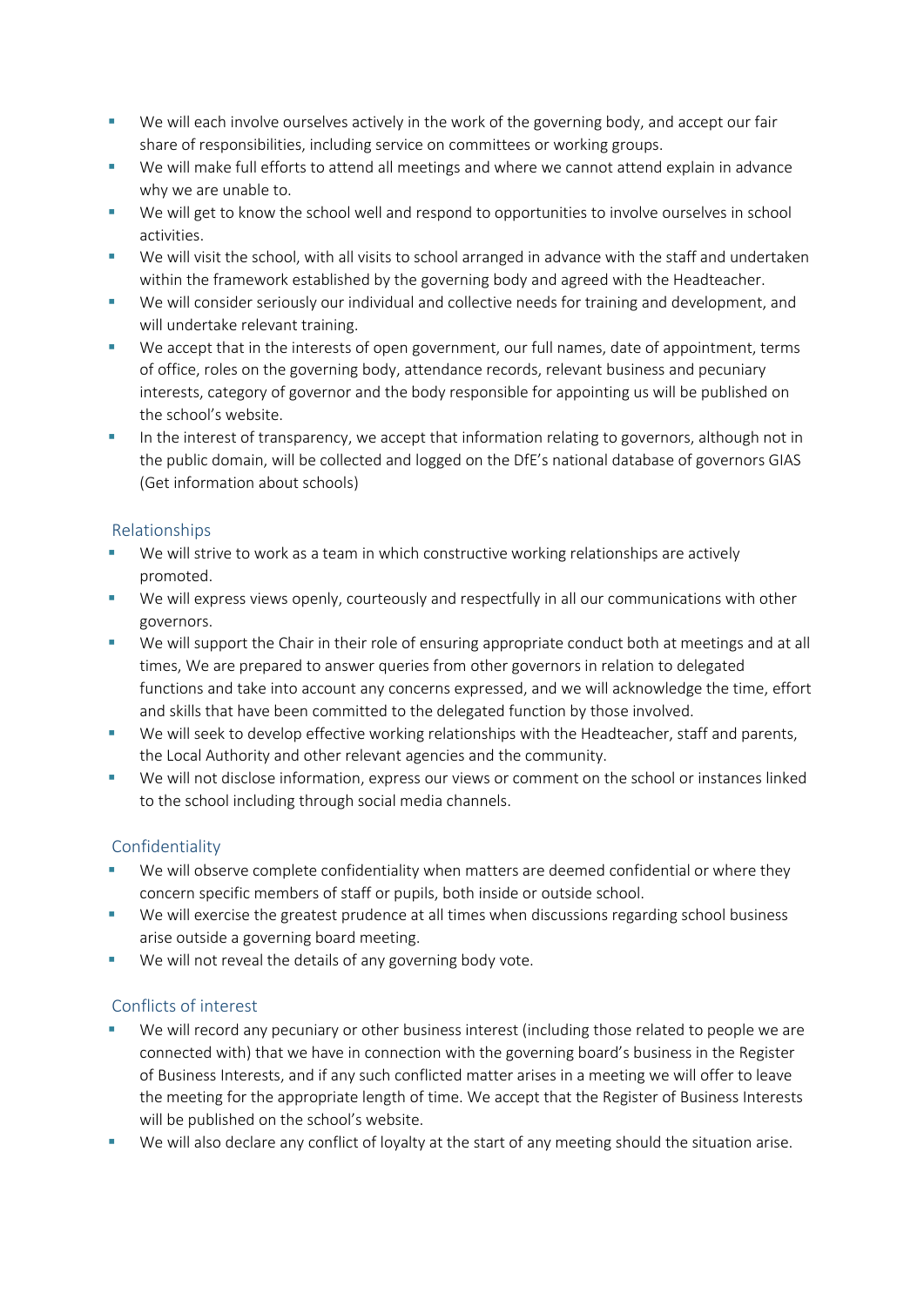- We will each involve ourselves actively in the work of the governing body, and accept our fair share of responsibilities, including service on committees or working groups.
- We will make full efforts to attend all meetings and where we cannot attend explain in advance why we are unable to.
- We will get to know the school well and respond to opportunities to involve ourselves in school activities.
- We will visit the school, with all visits to school arranged in advance with the staff and undertaken within the framework established by the governing body and agreed with the Headteacher.
- We will consider seriously our individual and collective needs for training and development, and will undertake relevant training.
- We accept that in the interests of open government, our full names, date of appointment, terms of office, roles on the governing body, attendance records, relevant business and pecuniary interests, category of governor and the body responsible for appointing us will be published on the school's website.
- In the interest of transparency, we accept that information relating to governors, although not in the public domain, will be collected and logged on the DfE's national database of governors GIAS (Get information about schools)

## Relationships

- We will strive to work as a team in which constructive working relationships are actively promoted.
- We will express views openly, courteously and respectfully in all our communications with other governors.
- We will support the Chair in their role of ensuring appropriate conduct both at meetings and at all times, We are prepared to answer queries from other governors in relation to delegated functions and take into account any concerns expressed, and we will acknowledge the time, effort and skills that have been committed to the delegated function by those involved.
- We will seek to develop effective working relationships with the Headteacher, staff and parents, the Local Authority and other relevant agencies and the community.
- We will not disclose information, express our views or comment on the school or instances linked to the school including through social media channels.

## Confidentiality

- We will observe complete confidentiality when matters are deemed confidential or where they concern specific members of staff or pupils, both inside or outside school.
- We will exercise the greatest prudence at all times when discussions regarding school business arise outside a governing board meeting.
- We will not reveal the details of any governing body vote.

## Conflicts of interest

- We will record any pecuniary or other business interest (including those related to people we are connected with) that we have in connection with the governing board's business in the Register of Business Interests, and if any such conflicted matter arises in a meeting we will offer to leave the meeting for the appropriate length of time. We accept that the Register of Business Interests will be published on the school's website.
- We will also declare any conflict of loyalty at the start of any meeting should the situation arise.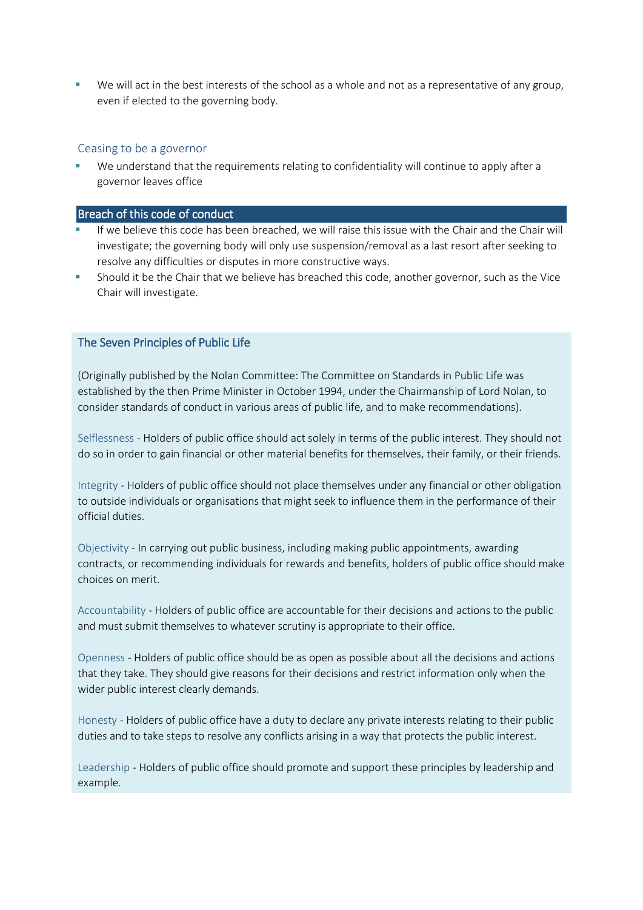- We will act in the best interests of the school as a whole and not as a representative of any group, even if elected to the governing body.

### Ceasing to be a governor

- We understand that the requirements relating to confidentiality will continue to apply after a governor leaves office

## Breach of this code of conduct

- If we believe this code has been breached, we will raise this issue with the Chair and the Chair will investigate; the governing body will only use suspension/removal as a last resort after seeking to resolve any difficulties or disputes in more constructive ways.
- Should it be the Chair that we believe has breached this code, another governor, such as the Vice Chair will investigate.

## The Seven Principles of Public Life

(Originally published by the Nolan Committee: The Committee on Standards in Public Life was established by the then Prime Minister in October 1994, under the Chairmanship of Lord Nolan, to consider standards of conduct in various areas of public life, and to make recommendations).

Selflessness - Holders of public office should act solely in terms of the public interest. They should not do so in order to gain financial or other material benefits for themselves, their family, or their friends.

Integrity - Holders of public office should not place themselves under any financial or other obligation to outside individuals or organisations that might seek to influence them in the performance of their official duties.

Objectivity - In carrying out public business, including making public appointments, awarding contracts, or recommending individuals for rewards and benefits, holders of public office should make choices on merit.

Accountability - Holders of public office are accountable for their decisions and actions to the public and must submit themselves to whatever scrutiny is appropriate to their office.

Openness - Holders of public office should be as open as possible about all the decisions and actions that they take. They should give reasons for their decisions and restrict information only when the wider public interest clearly demands.

Honesty - Holders of public office have a duty to declare any private interests relating to their public duties and to take steps to resolve any conflicts arising in a way that protects the public interest.

Leadership - Holders of public office should promote and support these principles by leadership and example.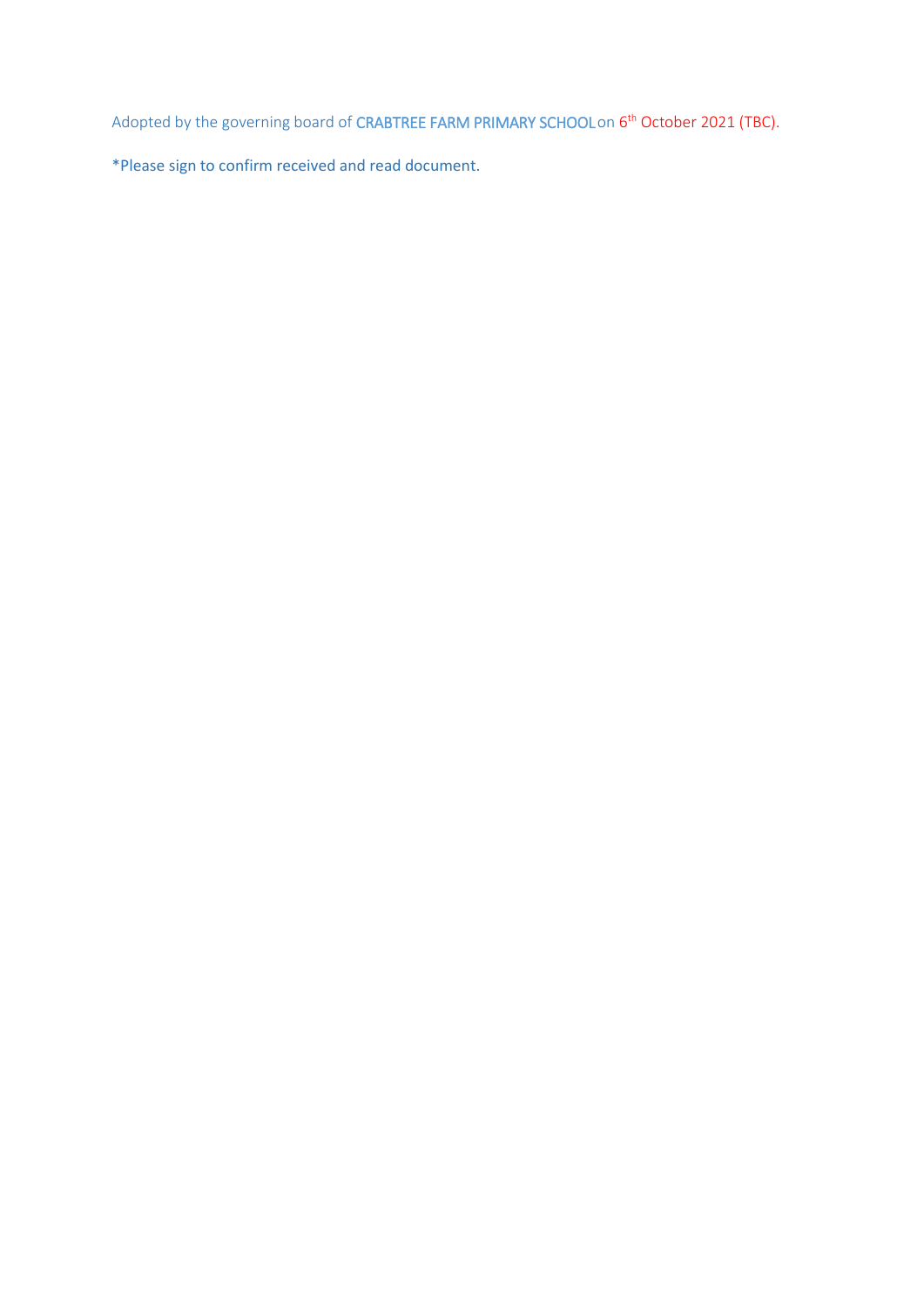Adopted by the governing board of CRABTREE FARM PRIMARY SCHOOL on 6th October 2021 (TBC).

*Please sign to confirm received and read document.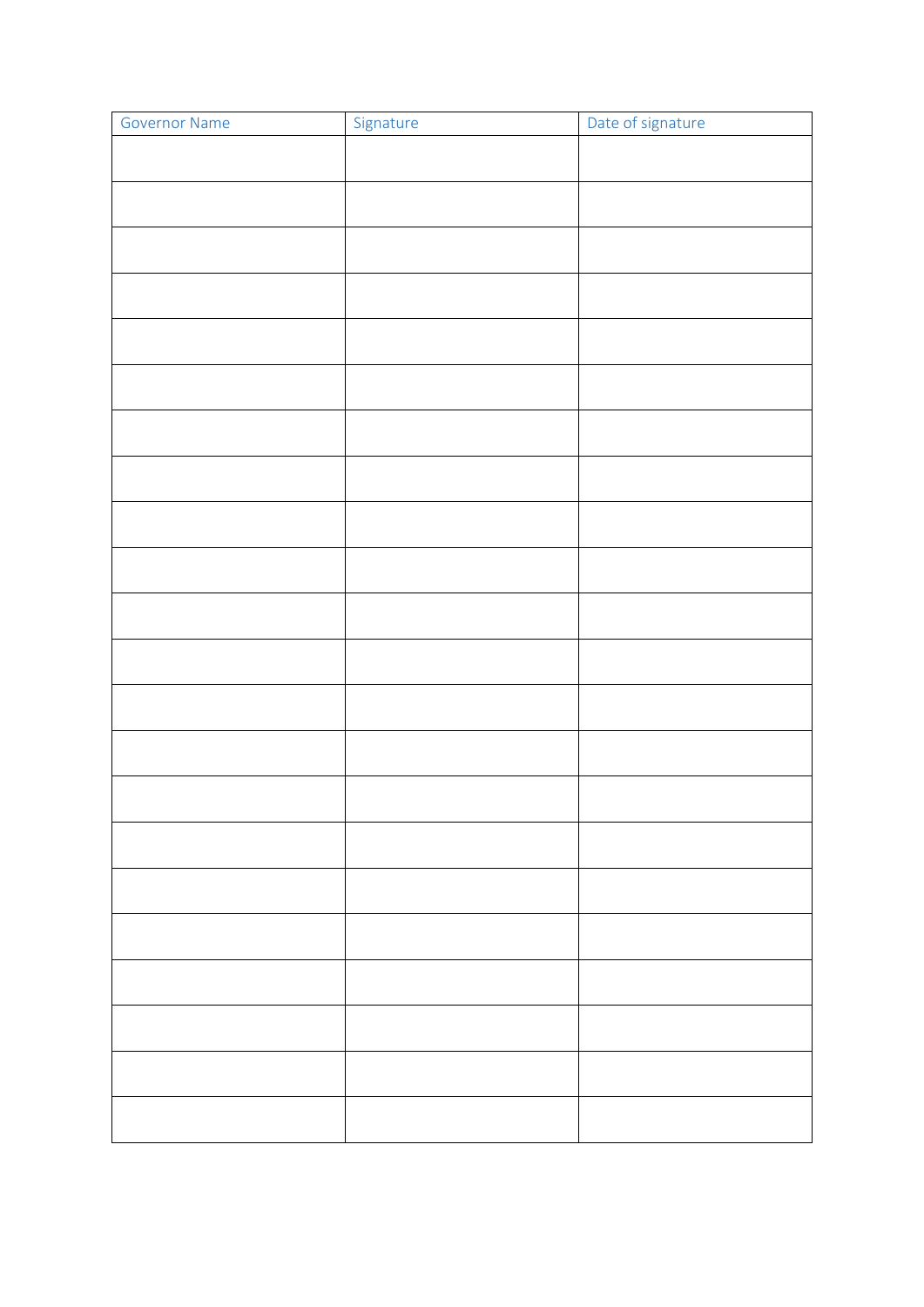| Governor Name | Signature | Date of signature |
| --- | --- | --- |
| | | |
| | | |
| | | |
| | | |
| | | |
| | | |
| | | |
| | | |
| | | |
| | | |
| | | |
| | | |
| | | |
| | | |
| | | |
| | | |
| | | |
| | | |
| | | |
| | | |
| | | |
| | | |